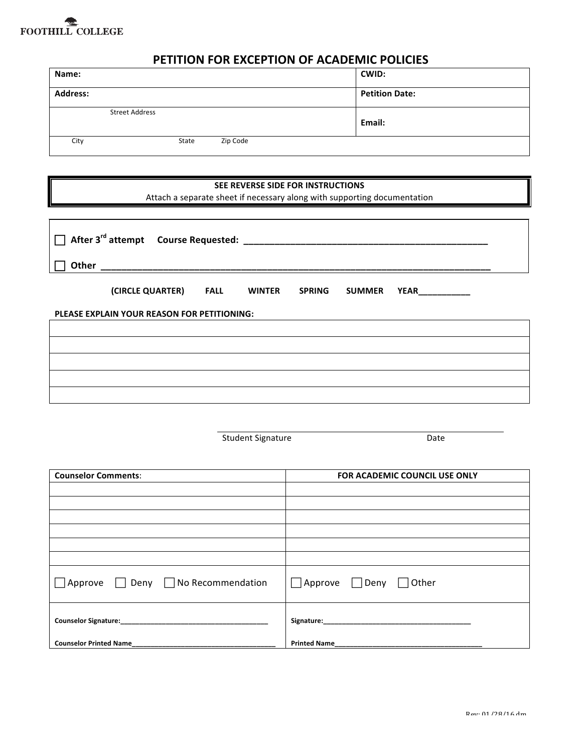FOOTHILL COLLEGE

# PETITION FOR EXCEPTION OF ACADEMIC POLICIES

| Name: | CWID: |
|---|---|
| Address: | Petition Date: |
| Street Address | Email: |
| City State Zip Code | |

**SEE REVERSE SIDE FOR INSTRUCTIONS**
Attach a separate sheet if necessary along with supporting documentation

☐ **After 3rd attempt Course Requested:** ______________________________________________

☐ **Other** ____________________________________________________________________________

**(CIRCLE QUARTER) FALL WINTER SPRING SUMMER YEAR**__________

**PLEASE EXPLAIN YOUR REASON FOR PETITIONING:**

| |
|---|
| |
| |
| |
| |
| |

_______________________________________________
Student Signature Date

| Counselor Comments: | FOR ACADEMIC COUNCIL USE ONLY |
|---|---|
| | |
| | |
| | |
| | |
| | |
| | |
| ☐ Approve ☐ Deny ☐ No Recommendation | ☐ Approve ☐ Deny ☐ Other |
| **Counselor Signature:**_______________________________ | **Signature:**_______________________________ |
| **Counselor Printed Name**_______________________________ | **Printed Name**_______________________________ |

Rev: 01/28/16 dm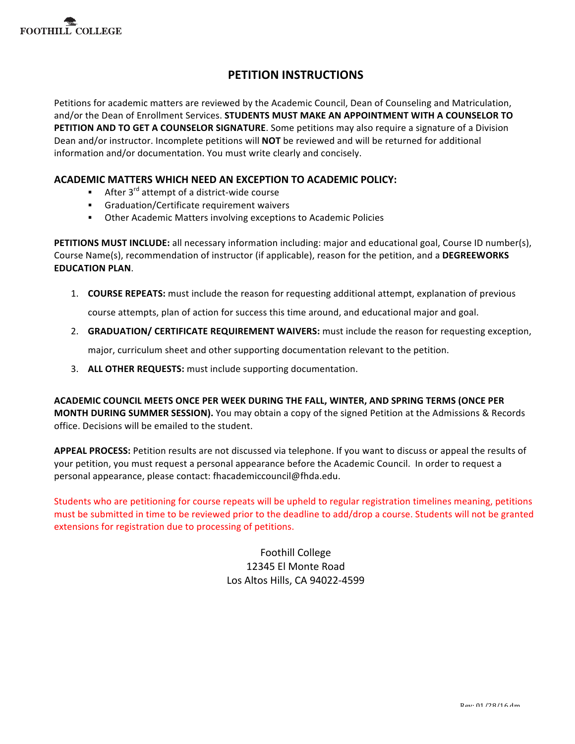FOOTHILL COLLEGE

# PETITION INSTRUCTIONS

Petitions for academic matters are reviewed by the Academic Council, Dean of Counseling and Matriculation, and/or the Dean of Enrollment Services. **STUDENTS MUST MAKE AN APPOINTMENT WITH A COUNSELOR TO PETITION AND TO GET A COUNSELOR SIGNATURE**. Some petitions may also require a signature of a Division Dean and/or instructor. Incomplete petitions will **NOT** be reviewed and will be returned for additional information and/or documentation. You must write clearly and concisely.

## ACADEMIC MATTERS WHICH NEED AN EXCEPTION TO ACADEMIC POLICY:

- After 3rd attempt of a district-wide course
- Graduation/Certificate requirement waivers
- Other Academic Matters involving exceptions to Academic Policies

**PETITIONS MUST INCLUDE:** all necessary information including: major and educational goal, Course ID number(s), Course Name(s), recommendation of instructor (if applicable), reason for the petition, and a **DEGREEWORKS EDUCATION PLAN**.

1. **COURSE REPEATS:** must include the reason for requesting additional attempt, explanation of previous course attempts, plan of action for success this time around, and educational major and goal.
2. **GRADUATION/ CERTIFICATE REQUIREMENT WAIVERS:** must include the reason for requesting exception, major, curriculum sheet and other supporting documentation relevant to the petition.
3. **ALL OTHER REQUESTS:** must include supporting documentation.

**ACADEMIC COUNCIL MEETS ONCE PER WEEK DURING THE FALL, WINTER, AND SPRING TERMS (ONCE PER MONTH DURING SUMMER SESSION).** You may obtain a copy of the signed Petition at the Admissions & Records office. Decisions will be emailed to the student.

**APPEAL PROCESS:** Petition results are not discussed via telephone. If you want to discuss or appeal the results of your petition, you must request a personal appearance before the Academic Council. In order to request a personal appearance, please contact: fhacademiccouncil@fhda.edu.

Students who are petitioning for course repeats will be upheld to regular registration timelines meaning, petitions must be submitted in time to be reviewed prior to the deadline to add/drop a course. Students will not be granted extensions for registration due to processing of petitions.

Foothill College
12345 El Monte Road
Los Altos Hills, CA 94022-4599

Rev: 01/28/16 dm